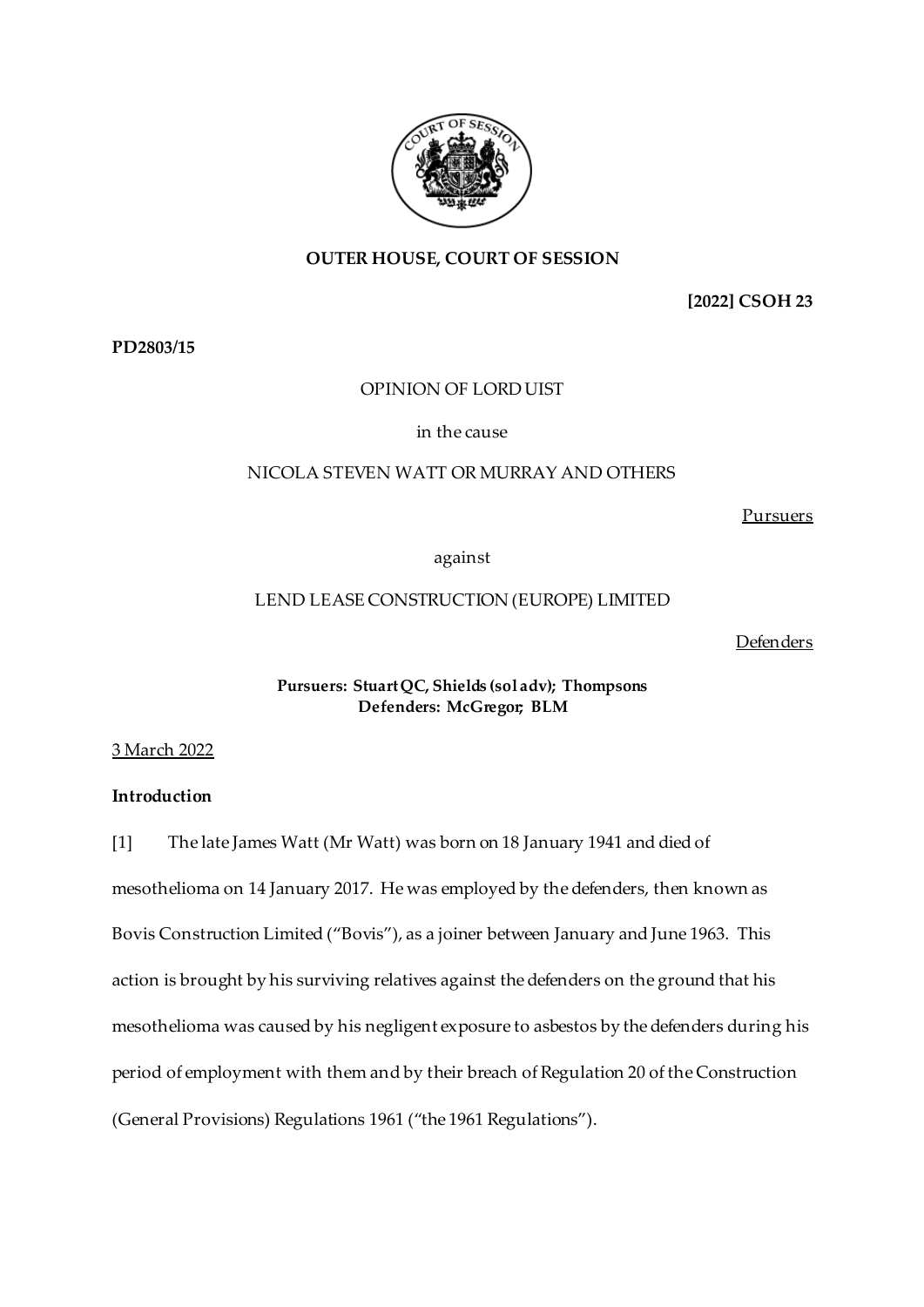**OUTER HOUSE, COURT OF SESSION**

**[2022] CSOH 23**

**PD2803/15**

OPINION OF LORD UIST

in the cause

NICOLA STEVEN WATT OR MURRAY AND OTHERS

Pursuers

against

LEND LEASE CONSTRUCTION (EUROPE) LIMITED

Defenders

**Pursuers: Stuart QC, Shields (sol adv); Thompsons**
**Defenders: McGregor; BLM**

3 March 2022

**Introduction**

[1] The late James Watt (Mr Watt) was born on 18 January 1941 and died of mesothelioma on 14 January 2017. He was employed by the defenders, then known as Bovis Construction Limited ("Bovis"), as a joiner between January and June 1963. This action is brought by his surviving relatives against the defenders on the ground that his mesothelioma was caused by his negligent exposure to asbestos by the defenders during his period of employment with them and by their breach of Regulation 20 of the Construction (General Provisions) Regulations 1961 ("the 1961 Regulations").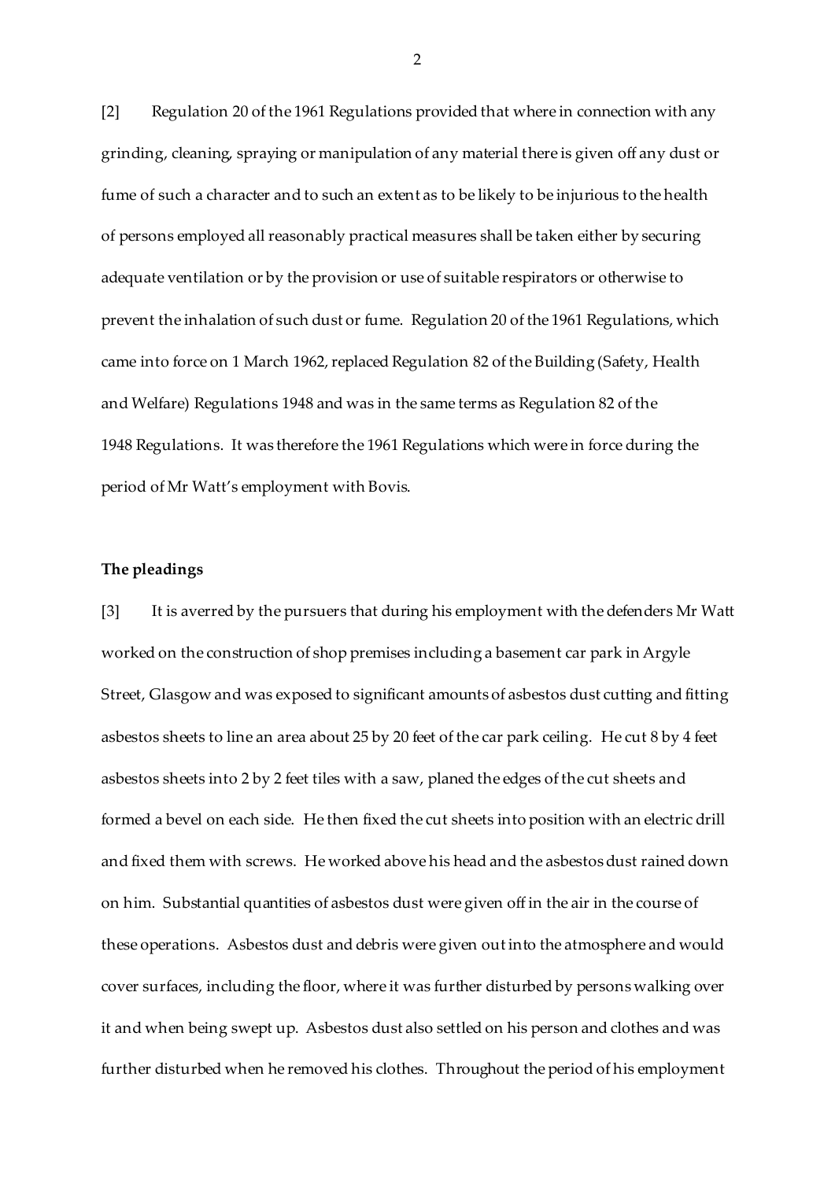[2] Regulation 20 of the 1961 Regulations provided that where in connection with any grinding, cleaning, spraying or manipulation of any material there is given off any dust or fume of such a character and to such an extent as to be likely to be injurious to the health of persons employed all reasonably practical measures shall be taken either by securing adequate ventilation or by the provision or use of suitable respirators or otherwise to prevent the inhalation of such dust or fume. Regulation 20 of the 1961 Regulations, which came into force on 1 March 1962, replaced Regulation 82 of the Building (Safety, Health and Welfare) Regulations 1948 and was in the same terms as Regulation 82 of the 1948 Regulations. It was therefore the 1961 Regulations which were in force during the period of Mr Watt's employment with Bovis.

**The pleadings**

[3] It is averred by the pursuers that during his employment with the defenders Mr Watt worked on the construction of shop premises including a basement car park in Argyle Street, Glasgow and was exposed to significant amounts of asbestos dust cutting and fitting asbestos sheets to line an area about 25 by 20 feet of the car park ceiling. He cut 8 by 4 feet asbestos sheets into 2 by 2 feet tiles with a saw, planed the edges of the cut sheets and formed a bevel on each side. He then fixed the cut sheets into position with an electric drill and fixed them with screws. He worked above his head and the asbestos dust rained down on him. Substantial quantities of asbestos dust were given off in the air in the course of these operations. Asbestos dust and debris were given out into the atmosphere and would cover surfaces, including the floor, where it was further disturbed by persons walking over it and when being swept up. Asbestos dust also settled on his person and clothes and was further disturbed when he removed his clothes. Throughout the period of his employment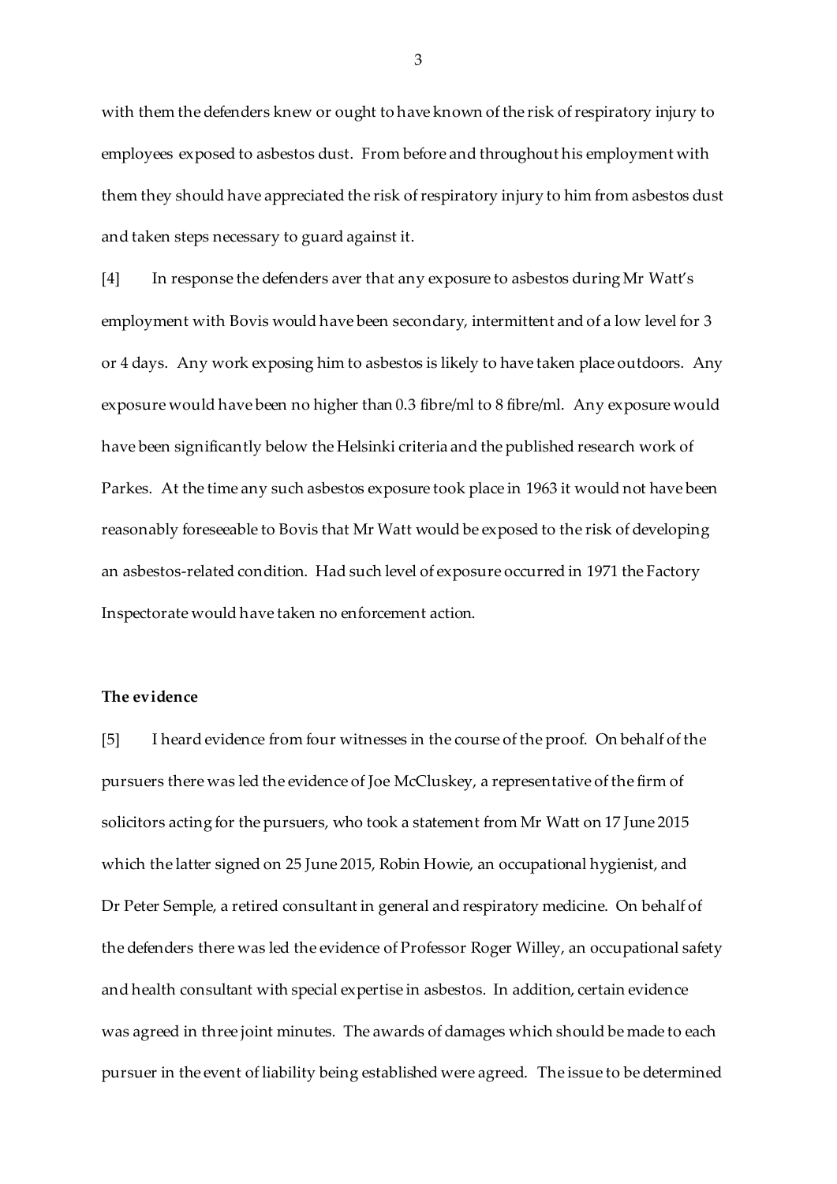with them the defenders knew or ought to have known of the risk of respiratory injury to employees exposed to asbestos dust. From before and throughout his employment with them they should have appreciated the risk of respiratory injury to him from asbestos dust and taken steps necessary to guard against it.

[4] In response the defenders aver that any exposure to asbestos during Mr Watt's employment with Bovis would have been secondary, intermittent and of a low level for 3 or 4 days. Any work exposing him to asbestos is likely to have taken place outdoors. Any exposure would have been no higher than 0.3 fibre/ml to 8 fibre/ml. Any exposure would have been significantly below the Helsinki criteria and the published research work of Parkes. At the time any such asbestos exposure took place in 1963 it would not have been reasonably foreseeable to Bovis that Mr Watt would be exposed to the risk of developing an asbestos-related condition. Had such level of exposure occurred in 1971 the Factory Inspectorate would have taken no enforcement action.

**The evidence**

[5] I heard evidence from four witnesses in the course of the proof. On behalf of the pursuers there was led the evidence of Joe McCluskey, a representative of the firm of solicitors acting for the pursuers, who took a statement from Mr Watt on 17 June 2015 which the latter signed on 25 June 2015, Robin Howie, an occupational hygienist, and Dr Peter Semple, a retired consultant in general and respiratory medicine. On behalf of the defenders there was led the evidence of Professor Roger Willey, an occupational safety and health consultant with special expertise in asbestos. In addition, certain evidence was agreed in three joint minutes. The awards of damages which should be made to each pursuer in the event of liability being established were agreed. The issue to be determined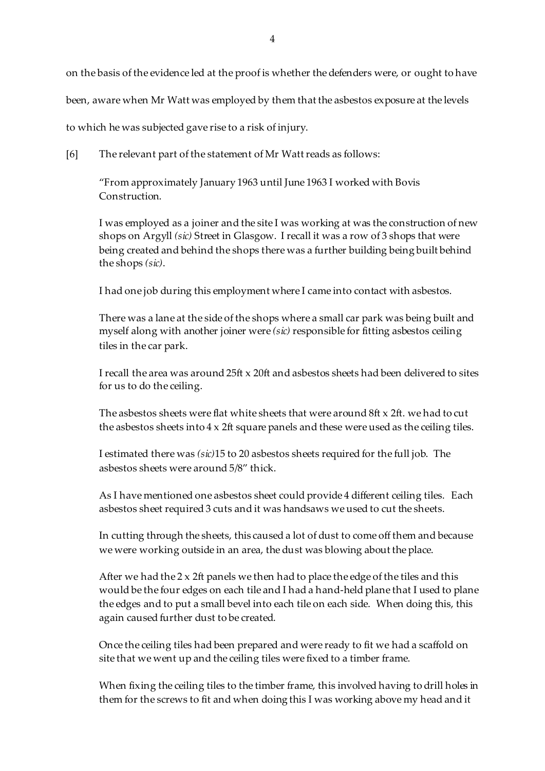on the basis of the evidence led at the proof is whether the defenders were, or ought to have been, aware when Mr Watt was employed by them that the asbestos exposure at the levels to which he was subjected gave rise to a risk of injury.

[6] The relevant part of the statement of Mr Watt reads as follows:

> "From approximately January 1963 until June 1963 I worked with Bovis Construction.
>
> I was employed as a joiner and the site I was working at was the construction of new shops on Argyll *(sic)* Street in Glasgow. I recall it was a row of 3 shops that were being created and behind the shops there was a further building being built behind the shops *(sic)*.
>
> I had one job during this employment where I came into contact with asbestos.
>
> There was a lane at the side of the shops where a small car park was being built and myself along with another joiner were *(sic)* responsible for fitting asbestos ceiling tiles in the car park.
>
> I recall the area was around 25ft x 20ft and asbestos sheets had been delivered to sites for us to do the ceiling.
>
> The asbestos sheets were flat white sheets that were around 8ft x 2ft. we had to cut the asbestos sheets into 4 x 2ft square panels and these were used as the ceiling tiles.
>
> I estimated there was *(sic)*15 to 20 asbestos sheets required for the full job. The asbestos sheets were around 5/8" thick.
>
> As I have mentioned one asbestos sheet could provide 4 different ceiling tiles. Each asbestos sheet required 3 cuts and it was handsaws we used to cut the sheets.
>
> In cutting through the sheets, this caused a lot of dust to come off them and because we were working outside in an area, the dust was blowing about the place.
>
> After we had the 2 x 2ft panels we then had to place the edge of the tiles and this would be the four edges on each tile and I had a hand-held plane that I used to plane the edges and to put a small bevel into each tile on each side. When doing this, this again caused further dust to be created.
>
> Once the ceiling tiles had been prepared and were ready to fit we had a scaffold on site that we went up and the ceiling tiles were fixed to a timber frame.
>
> When fixing the ceiling tiles to the timber frame, this involved having to drill holes in them for the screws to fit and when doing this I was working above my head and it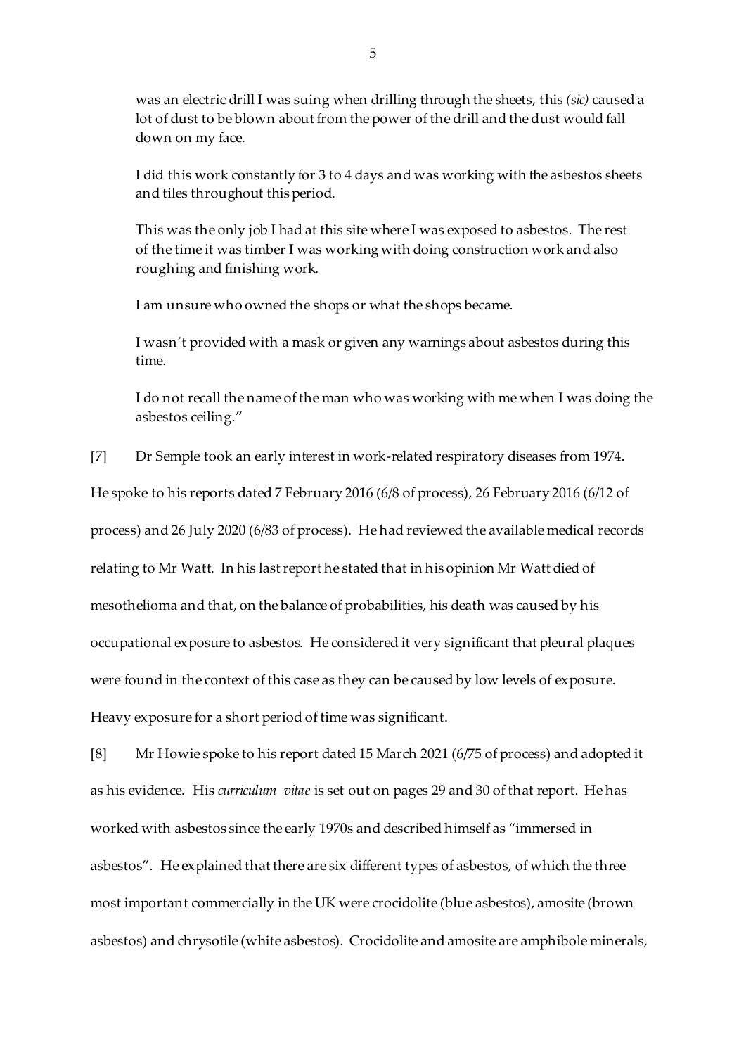> was an electric drill I was suing when drilling through the sheets, this *(sic)* caused a lot of dust to be blown about from the power of the drill and the dust would fall down on my face.
>
> I did this work constantly for 3 to 4 days and was working with the asbestos sheets and tiles throughout this period.
>
> This was the only job I had at this site where I was exposed to asbestos. The rest of the time it was timber I was working with doing construction work and also roughing and finishing work.
>
> I am unsure who owned the shops or what the shops became.
>
> I wasn't provided with a mask or given any warnings about asbestos during this time.
>
> I do not recall the name of the man who was working with me when I was doing the asbestos ceiling."

[7] Dr Semple took an early interest in work-related respiratory diseases from 1974. He spoke to his reports dated 7 February 2016 (6/8 of process), 26 February 2016 (6/12 of process) and 26 July 2020 (6/83 of process). He had reviewed the available medical records relating to Mr Watt. In his last report he stated that in his opinion Mr Watt died of mesothelioma and that, on the balance of probabilities, his death was caused by his occupational exposure to asbestos. He considered it very significant that pleural plaques were found in the context of this case as they can be caused by low levels of exposure. Heavy exposure for a short period of time was significant.

[8] Mr Howie spoke to his report dated 15 March 2021 (6/75 of process) and adopted it as his evidence. His *curriculum vitae* is set out on pages 29 and 30 of that report. He has worked with asbestos since the early 1970s and described himself as "immersed in asbestos". He explained that there are six different types of asbestos, of which the three most important commercially in the UK were crocidolite (blue asbestos), amosite (brown asbestos) and chrysotile (white asbestos). Crocidolite and amosite are amphibole minerals,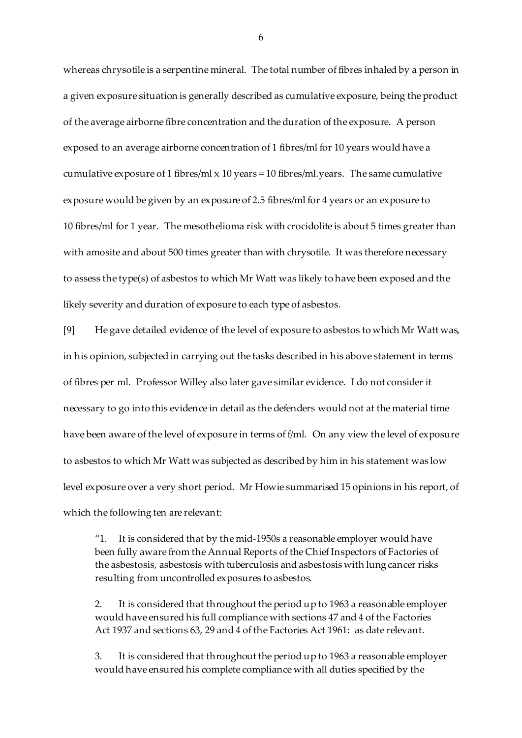whereas chrysotile is a serpentine mineral. The total number of fibres inhaled by a person in a given exposure situation is generally described as cumulative exposure, being the product of the average airborne fibre concentration and the duration of the exposure. A person exposed to an average airborne concentration of 1 fibres/ml for 10 years would have a cumulative exposure of 1 fibres/ml x 10 years = 10 fibres/ml.years. The same cumulative exposure would be given by an exposure of 2.5 fibres/ml for 4 years or an exposure to 10 fibres/ml for 1 year. The mesothelioma risk with crocidolite is about 5 times greater than with amosite and about 500 times greater than with chrysotile. It was therefore necessary to assess the type(s) of asbestos to which Mr Watt was likely to have been exposed and the likely severity and duration of exposure to each type of asbestos.

[9] He gave detailed evidence of the level of exposure to asbestos to which Mr Watt was, in his opinion, subjected in carrying out the tasks described in his above statement in terms of fibres per ml. Professor Willey also later gave similar evidence. I do not consider it necessary to go into this evidence in detail as the defenders would not at the material time have been aware of the level of exposure in terms of f/ml. On any view the level of exposure to asbestos to which Mr Watt was subjected as described by him in his statement was low level exposure over a very short period. Mr Howie summarised 15 opinions in his report, of which the following ten are relevant:

> "1. It is considered that by the mid-1950s a reasonable employer would have been fully aware from the Annual Reports of the Chief Inspectors of Factories of the asbestosis, asbestosis with tuberculosis and asbestosis with lung cancer risks resulting from uncontrolled exposures to asbestos.
>
> 2. It is considered that throughout the period up to 1963 a reasonable employer would have ensured his full compliance with sections 47 and 4 of the Factories Act 1937 and sections 63, 29 and 4 of the Factories Act 1961: as date relevant.
>
> 3. It is considered that throughout the period up to 1963 a reasonable employer would have ensured his complete compliance with all duties specified by the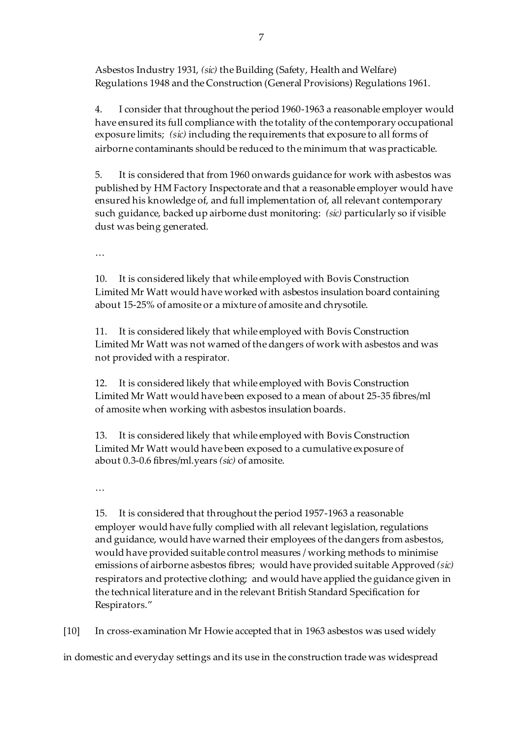Asbestos Industry 1931, *(sic)* the Building (Safety, Health and Welfare) Regulations 1948 and the Construction (General Provisions) Regulations 1961.

4. I consider that throughout the period 1960-1963 a reasonable employer would have ensured its full compliance with the totality of the contemporary occupational exposure limits; *(sic)* including the requirements that exposure to all forms of airborne contaminants should be reduced to the minimum that was practicable.

5. It is considered that from 1960 onwards guidance for work with asbestos was published by HM Factory Inspectorate and that a reasonable employer would have ensured his knowledge of, and full implementation of, all relevant contemporary such guidance, backed up airborne dust monitoring: *(sic)* particularly so if visible dust was being generated.

…

10. It is considered likely that while employed with Bovis Construction Limited Mr Watt would have worked with asbestos insulation board containing about 15-25% of amosite or a mixture of amosite and chrysotile.

11. It is considered likely that while employed with Bovis Construction Limited Mr Watt was not warned of the dangers of work with asbestos and was not provided with a respirator.

12. It is considered likely that while employed with Bovis Construction Limited Mr Watt would have been exposed to a mean of about 25-35 fibres/ml of amosite when working with asbestos insulation boards.

13. It is considered likely that while employed with Bovis Construction Limited Mr Watt would have been exposed to a cumulative exposure of about 0.3-0.6 fibres/ml.years *(sic)* of amosite.

…

15. It is considered that throughout the period 1957-1963 a reasonable employer would have fully complied with all relevant legislation, regulations and guidance, would have warned their employees of the dangers from asbestos, would have provided suitable control measures / working methods to minimise emissions of airborne asbestos fibres; would have provided suitable Approved *(sic)* respirators and protective clothing; and would have applied the guidance given in the technical literature and in the relevant British Standard Specification for Respirators."

[10] In cross-examination Mr Howie accepted that in 1963 asbestos was used widely in domestic and everyday settings and its use in the construction trade was widespread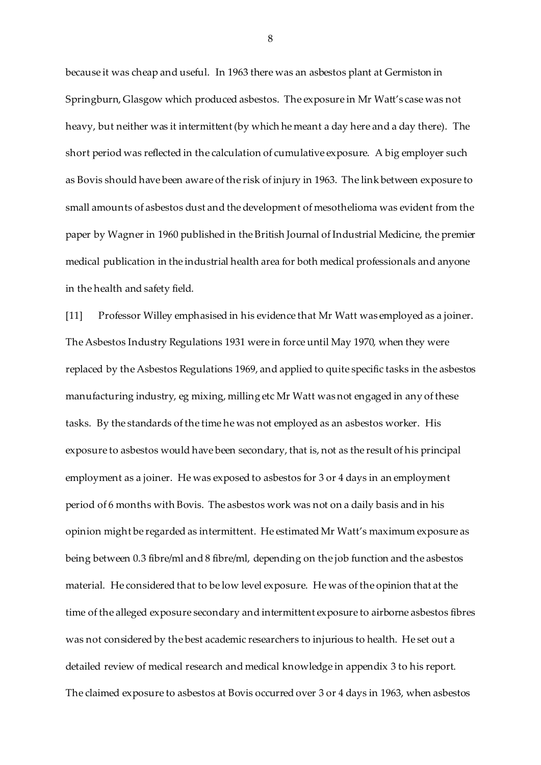because it was cheap and useful. In 1963 there was an asbestos plant at Germiston in Springburn, Glasgow which produced asbestos. The exposure in Mr Watt's case was not heavy, but neither was it intermittent (by which he meant a day here and a day there). The short period was reflected in the calculation of cumulative exposure. A big employer such as Bovis should have been aware of the risk of injury in 1963. The link between exposure to small amounts of asbestos dust and the development of mesothelioma was evident from the paper by Wagner in 1960 published in the British Journal of Industrial Medicine, the premier medical publication in the industrial health area for both medical professionals and anyone in the health and safety field.

[11] Professor Willey emphasised in his evidence that Mr Watt was employed as a joiner. The Asbestos Industry Regulations 1931 were in force until May 1970, when they were replaced by the Asbestos Regulations 1969, and applied to quite specific tasks in the asbestos manufacturing industry, eg mixing, milling etc Mr Watt was not engaged in any of these tasks. By the standards of the time he was not employed as an asbestos worker. His exposure to asbestos would have been secondary, that is, not as the result of his principal employment as a joiner. He was exposed to asbestos for 3 or 4 days in an employment period of 6 months with Bovis. The asbestos work was not on a daily basis and in his opinion might be regarded as intermittent. He estimated Mr Watt's maximum exposure as being between 0.3 fibre/ml and 8 fibre/ml, depending on the job function and the asbestos material. He considered that to be low level exposure. He was of the opinion that at the time of the alleged exposure secondary and intermittent exposure to airborne asbestos fibres was not considered by the best academic researchers to injurious to health. He set out a detailed review of medical research and medical knowledge in appendix 3 to his report. The claimed exposure to asbestos at Bovis occurred over 3 or 4 days in 1963, when asbestos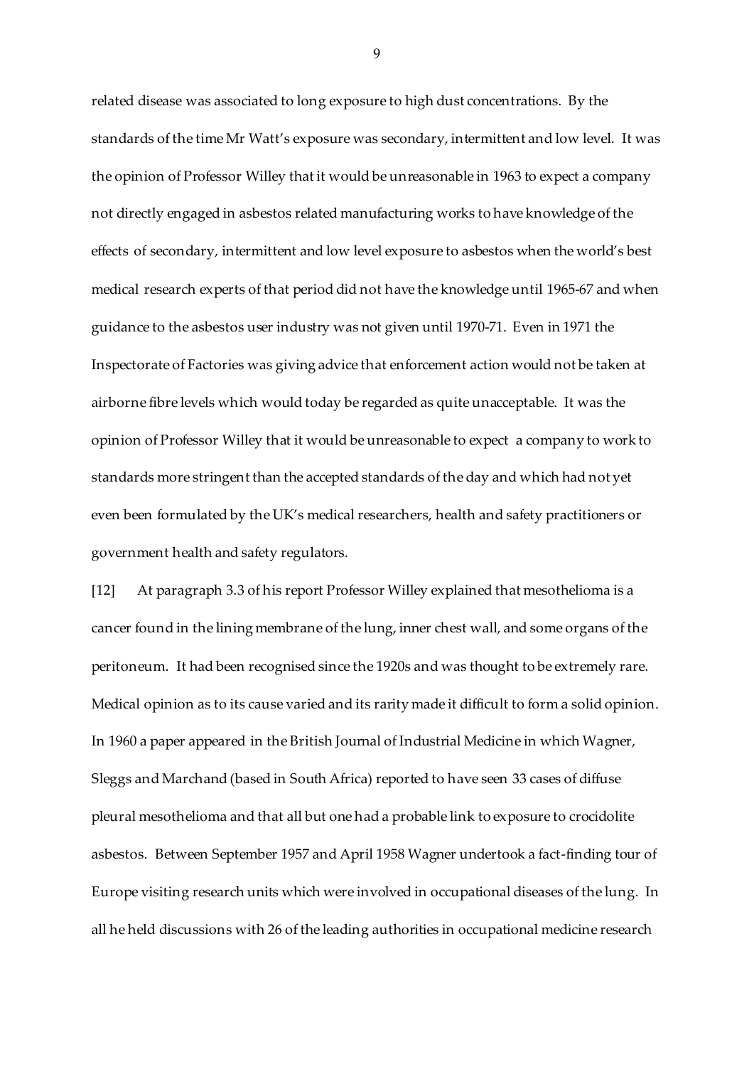related disease was associated to long exposure to high dust concentrations. By the standards of the time Mr Watt's exposure was secondary, intermittent and low level. It was the opinion of Professor Willey that it would be unreasonable in 1963 to expect a company not directly engaged in asbestos related manufacturing works to have knowledge of the effects of secondary, intermittent and low level exposure to asbestos when the world's best medical research experts of that period did not have the knowledge until 1965-67 and when guidance to the asbestos user industry was not given until 1970-71. Even in 1971 the Inspectorate of Factories was giving advice that enforcement action would not be taken at airborne fibre levels which would today be regarded as quite unacceptable. It was the opinion of Professor Willey that it would be unreasonable to expect a company to work to standards more stringent than the accepted standards of the day and which had not yet even been formulated by the UK's medical researchers, health and safety practitioners or government health and safety regulators.

[12] At paragraph 3.3 of his report Professor Willey explained that mesothelioma is a cancer found in the lining membrane of the lung, inner chest wall, and some organs of the peritoneum. It had been recognised since the 1920s and was thought to be extremely rare. Medical opinion as to its cause varied and its rarity made it difficult to form a solid opinion. In 1960 a paper appeared in the British Journal of Industrial Medicine in which Wagner, Sleggs and Marchand (based in South Africa) reported to have seen 33 cases of diffuse pleural mesothelioma and that all but one had a probable link to exposure to crocidolite asbestos. Between September 1957 and April 1958 Wagner undertook a fact-finding tour of Europe visiting research units which were involved in occupational diseases of the lung. In all he held discussions with 26 of the leading authorities in occupational medicine research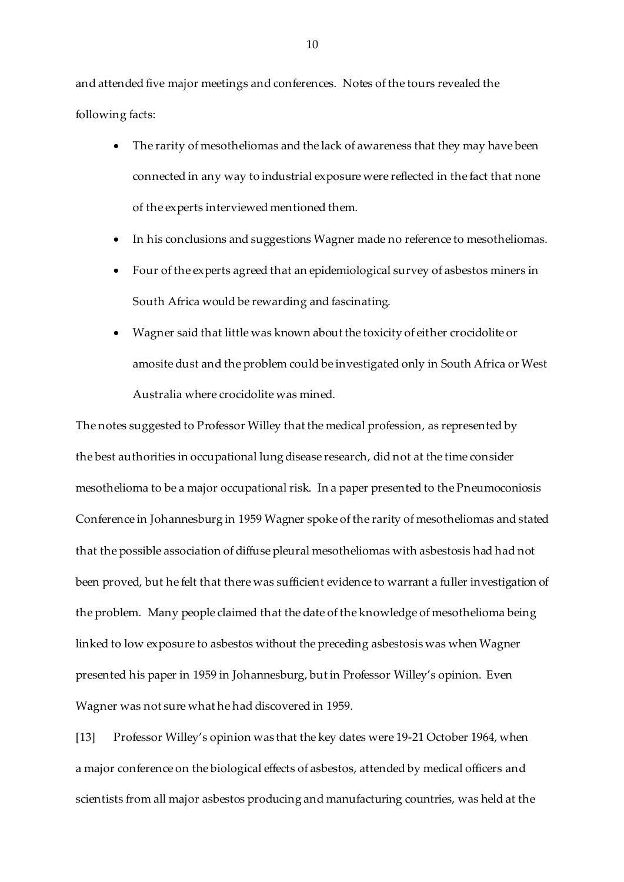and attended five major meetings and conferences. Notes of the tours revealed the following facts:

- The rarity of mesotheliomas and the lack of awareness that they may have been connected in any way to industrial exposure were reflected in the fact that none of the experts interviewed mentioned them.
- In his conclusions and suggestions Wagner made no reference to mesotheliomas.
- Four of the experts agreed that an epidemiological survey of asbestos miners in South Africa would be rewarding and fascinating.
- Wagner said that little was known about the toxicity of either crocidolite or amosite dust and the problem could be investigated only in South Africa or West Australia where crocidolite was mined.

The notes suggested to Professor Willey that the medical profession, as represented by the best authorities in occupational lung disease research, did not at the time consider mesothelioma to be a major occupational risk. In a paper presented to the Pneumoconiosis Conference in Johannesburg in 1959 Wagner spoke of the rarity of mesotheliomas and stated that the possible association of diffuse pleural mesotheliomas with asbestosis had had not been proved, but he felt that there was sufficient evidence to warrant a fuller investigation of the problem. Many people claimed that the date of the knowledge of mesothelioma being linked to low exposure to asbestos without the preceding asbestosis was when Wagner presented his paper in 1959 in Johannesburg, but in Professor Willey's opinion. Even Wagner was not sure what he had discovered in 1959.

[13] Professor Willey's opinion was that the key dates were 19-21 October 1964, when a major conference on the biological effects of asbestos, attended by medical officers and scientists from all major asbestos producing and manufacturing countries, was held at the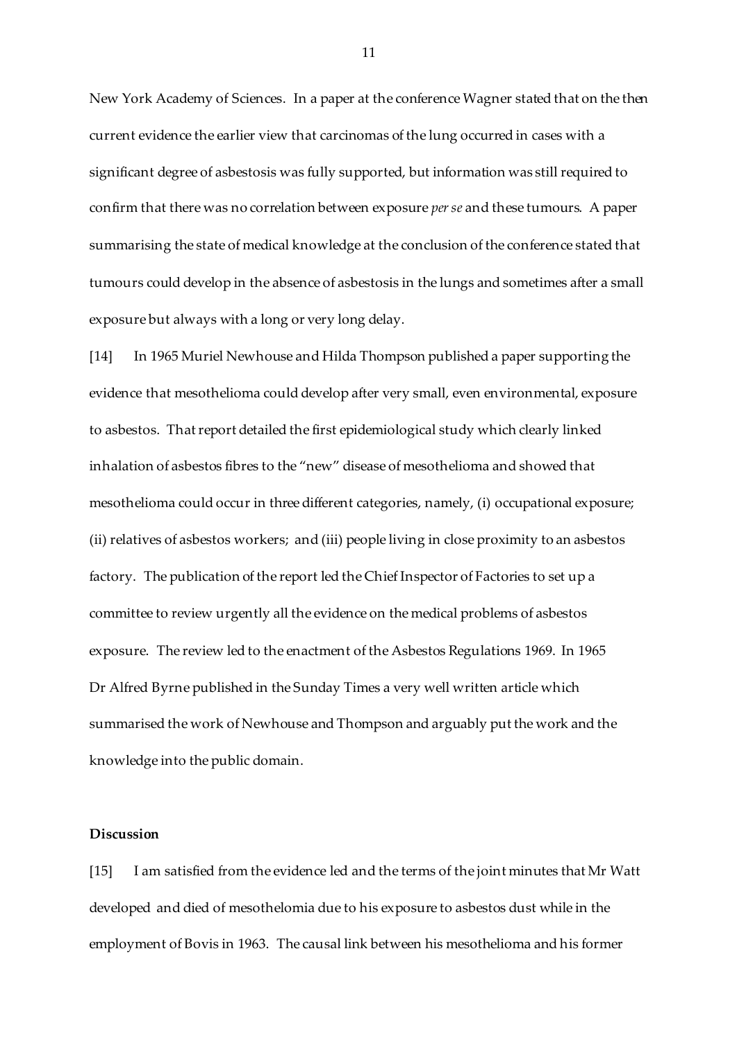New York Academy of Sciences. In a paper at the conference Wagner stated that on the then current evidence the earlier view that carcinomas of the lung occurred in cases with a significant degree of asbestosis was fully supported, but information was still required to confirm that there was no correlation between exposure *per se* and these tumours. A paper summarising the state of medical knowledge at the conclusion of the conference stated that tumours could develop in the absence of asbestosis in the lungs and sometimes after a small exposure but always with a long or very long delay.

[14] In 1965 Muriel Newhouse and Hilda Thompson published a paper supporting the evidence that mesothelioma could develop after very small, even environmental, exposure to asbestos. That report detailed the first epidemiological study which clearly linked inhalation of asbestos fibres to the "new" disease of mesothelioma and showed that mesothelioma could occur in three different categories, namely, (i) occupational exposure; (ii) relatives of asbestos workers; and (iii) people living in close proximity to an asbestos factory. The publication of the report led the Chief Inspector of Factories to set up a committee to review urgently all the evidence on the medical problems of asbestos exposure. The review led to the enactment of the Asbestos Regulations 1969. In 1965 Dr Alfred Byrne published in the Sunday Times a very well written article which summarised the work of Newhouse and Thompson and arguably put the work and the knowledge into the public domain.

**Discussion**

[15] I am satisfied from the evidence led and the terms of the joint minutes that Mr Watt developed and died of mesothelomia due to his exposure to asbestos dust while in the employment of Bovis in 1963. The causal link between his mesothelioma and his former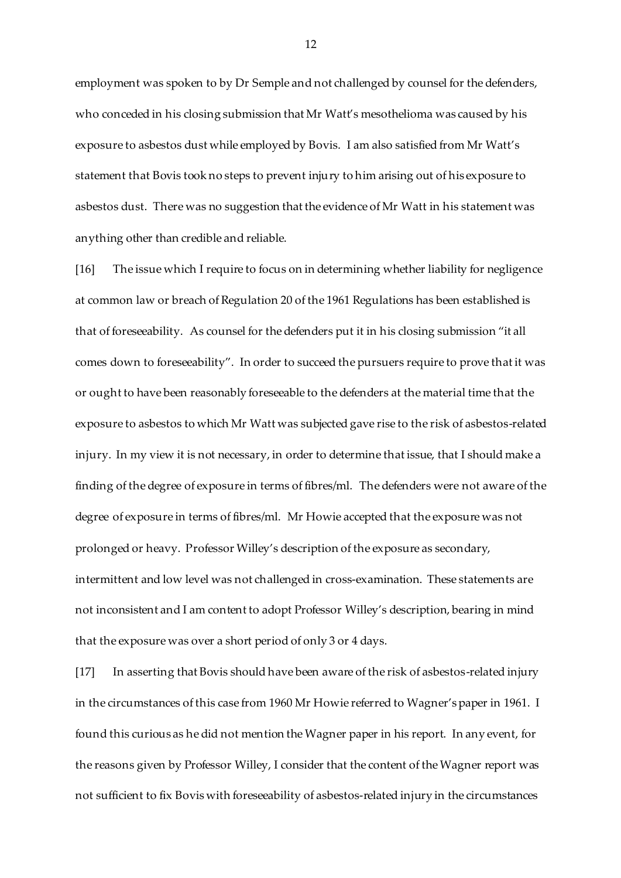employment was spoken to by Dr Semple and not challenged by counsel for the defenders, who conceded in his closing submission that Mr Watt's mesothelioma was caused by his exposure to asbestos dust while employed by Bovis. I am also satisfied from Mr Watt's statement that Bovis took no steps to prevent injury to him arising out of his exposure to asbestos dust. There was no suggestion that the evidence of Mr Watt in his statement was anything other than credible and reliable.

[16] The issue which I require to focus on in determining whether liability for negligence at common law or breach of Regulation 20 of the 1961 Regulations has been established is that of foreseeability. As counsel for the defenders put it in his closing submission "it all comes down to foreseeability". In order to succeed the pursuers require to prove that it was or ought to have been reasonably foreseeable to the defenders at the material time that the exposure to asbestos to which Mr Watt was subjected gave rise to the risk of asbestos-related injury. In my view it is not necessary, in order to determine that issue, that I should make a finding of the degree of exposure in terms of fibres/ml. The defenders were not aware of the degree of exposure in terms of fibres/ml. Mr Howie accepted that the exposure was not prolonged or heavy. Professor Willey's description of the exposure as secondary, intermittent and low level was not challenged in cross-examination. These statements are not inconsistent and I am content to adopt Professor Willey's description, bearing in mind that the exposure was over a short period of only 3 or 4 days.

[17] In asserting that Bovis should have been aware of the risk of asbestos-related injury in the circumstances of this case from 1960 Mr Howie referred to Wagner's paper in 1961. I found this curious as he did not mention the Wagner paper in his report. In any event, for the reasons given by Professor Willey, I consider that the content of the Wagner report was not sufficient to fix Bovis with foreseeability of asbestos-related injury in the circumstances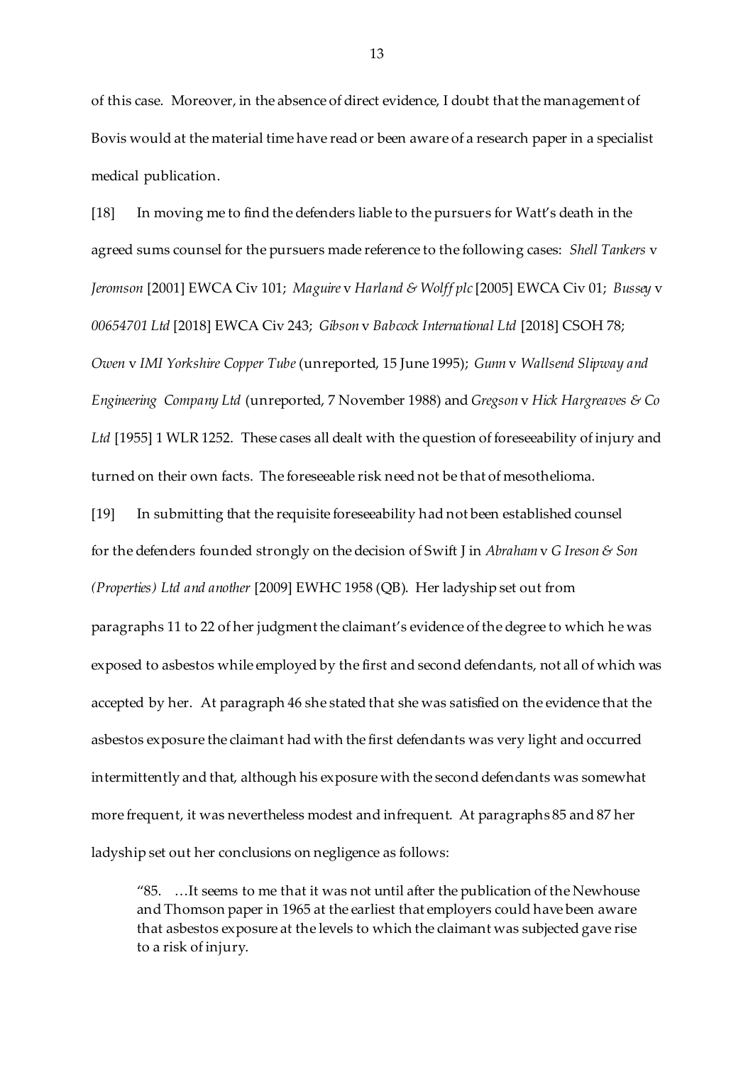of this case. Moreover, in the absence of direct evidence, I doubt that the management of Bovis would at the material time have read or been aware of a research paper in a specialist medical publication.

[18] In moving me to find the defenders liable to the pursuers for Watt's death in the agreed sums counsel for the pursuers made reference to the following cases: *Shell Tankers* v *Jeromson* [2001] EWCA Civ 101; *Maguire* v *Harland & Wolff plc* [2005] EWCA Civ 01; *Bussey* v *00654701 Ltd* [2018] EWCA Civ 243; *Gibson* v *Babcock International Ltd* [2018] CSOH 78; *Owen* v *IMI Yorkshire Copper Tube* (unreported, 15 June 1995); *Gunn* v *Wallsend Slipway and Engineering Company Ltd* (unreported, 7 November 1988) and *Gregson* v *Hick Hargreaves & Co Ltd* [1955] 1 WLR 1252. These cases all dealt with the question of foreseeability of injury and turned on their own facts. The foreseeable risk need not be that of mesothelioma.

[19] In submitting that the requisite foreseeability had not been established counsel for the defenders founded strongly on the decision of Swift J in *Abraham* v *G Ireson & Son (Properties) Ltd and another* [2009] EWHC 1958 (QB). Her ladyship set out from paragraphs 11 to 22 of her judgment the claimant's evidence of the degree to which he was exposed to asbestos while employed by the first and second defendants, not all of which was accepted by her. At paragraph 46 she stated that she was satisfied on the evidence that the asbestos exposure the claimant had with the first defendants was very light and occurred intermittently and that, although his exposure with the second defendants was somewhat more frequent, it was nevertheless modest and infrequent. At paragraphs 85 and 87 her ladyship set out her conclusions on negligence as follows:

> "85. …It seems to me that it was not until after the publication of the Newhouse and Thomson paper in 1965 at the earliest that employers could have been aware that asbestos exposure at the levels to which the claimant was subjected gave rise to a risk of injury.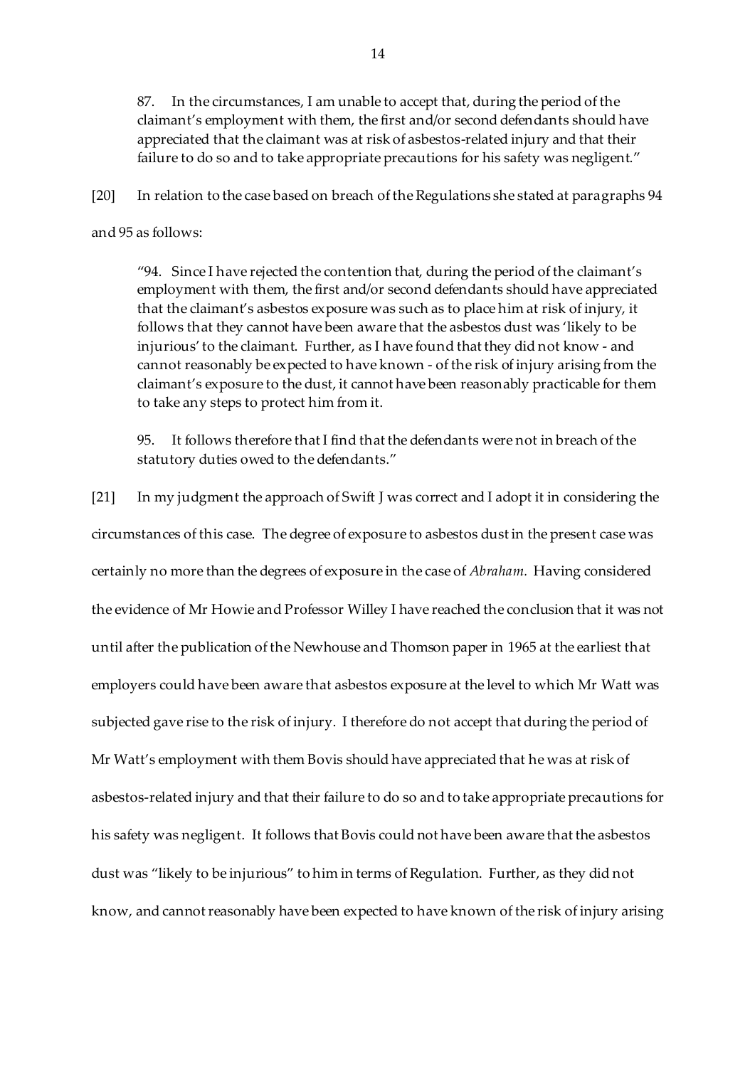> 87. In the circumstances, I am unable to accept that, during the period of the claimant's employment with them, the first and/or second defendants should have appreciated that the claimant was at risk of asbestos-related injury and that their failure to do so and to take appropriate precautions for his safety was negligent."

[20] In relation to the case based on breach of the Regulations she stated at paragraphs 94 and 95 as follows:

> "94. Since I have rejected the contention that, during the period of the claimant's employment with them, the first and/or second defendants should have appreciated that the claimant's asbestos exposure was such as to place him at risk of injury, it follows that they cannot have been aware that the asbestos dust was 'likely to be injurious' to the claimant. Further, as I have found that they did not know - and cannot reasonably be expected to have known - of the risk of injury arising from the claimant's exposure to the dust, it cannot have been reasonably practicable for them to take any steps to protect him from it.
>
> 95. It follows therefore that I find that the defendants were not in breach of the statutory duties owed to the defendants."

[21] In my judgment the approach of Swift J was correct and I adopt it in considering the circumstances of this case. The degree of exposure to asbestos dust in the present case was certainly no more than the degrees of exposure in the case of *Abraham.* Having considered the evidence of Mr Howie and Professor Willey I have reached the conclusion that it was not until after the publication of the Newhouse and Thomson paper in 1965 at the earliest that employers could have been aware that asbestos exposure at the level to which Mr Watt was subjected gave rise to the risk of injury. I therefore do not accept that during the period of Mr Watt's employment with them Bovis should have appreciated that he was at risk of asbestos-related injury and that their failure to do so and to take appropriate precautions for his safety was negligent. It follows that Bovis could not have been aware that the asbestos dust was "likely to be injurious" to him in terms of Regulation. Further, as they did not know, and cannot reasonably have been expected to have known of the risk of injury arising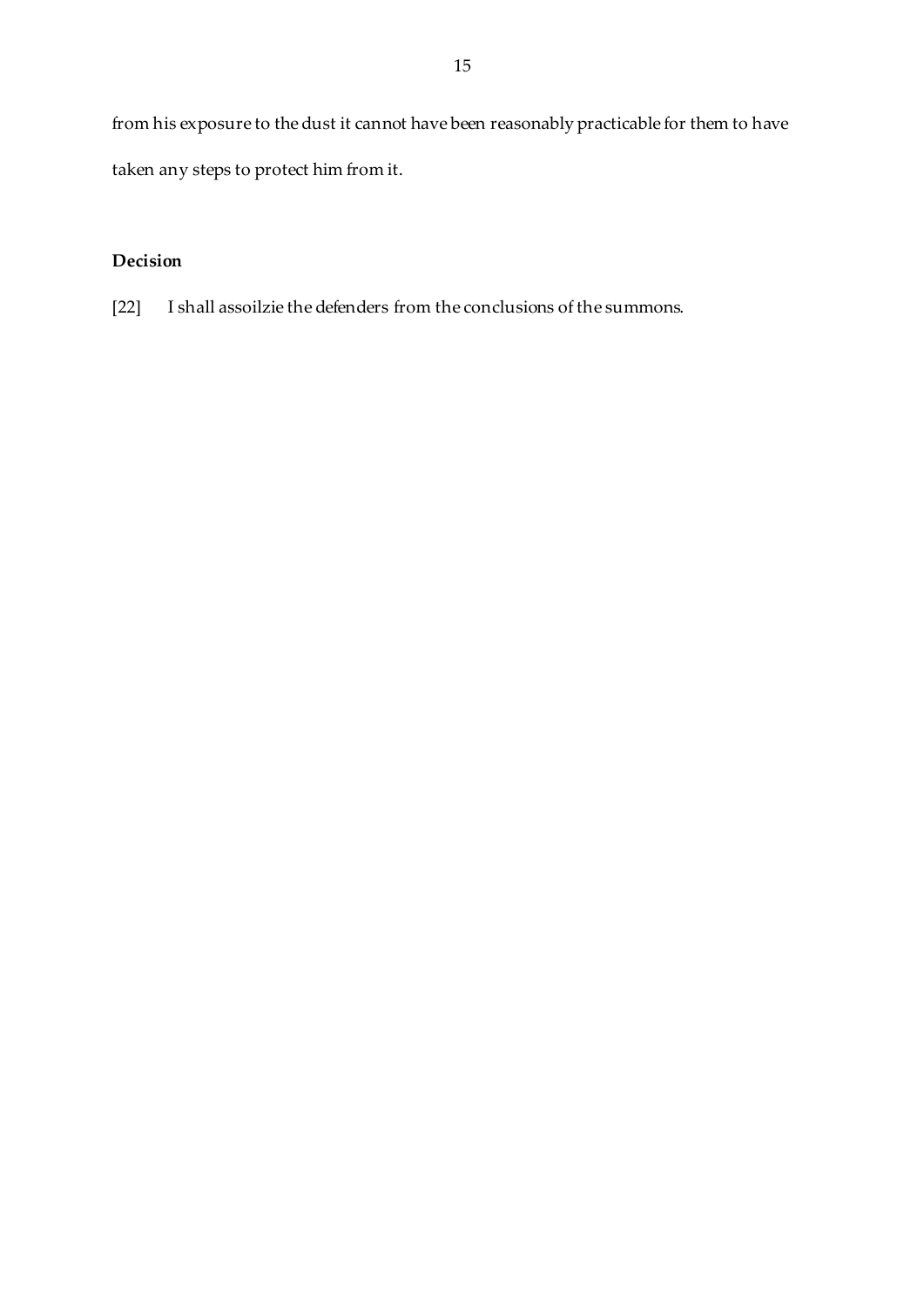from his exposure to the dust it cannot have been reasonably practicable for them to have taken any steps to protect him from it.

## Decision

[22] I shall assoilzie the defenders from the conclusions of the summons.